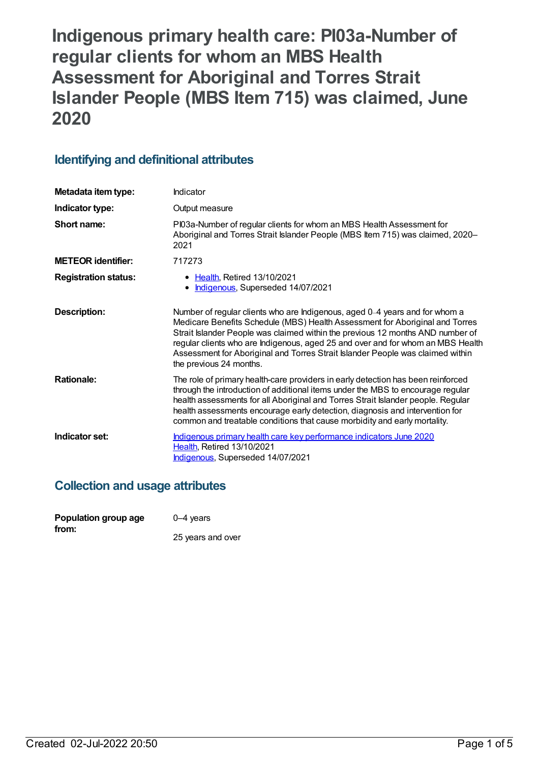# Indigenous primary health care: PI03a-Number of regular clients for whom an MBS Health Assessment for Aboriginal and Torres Strait Islander People (MBS Item 715) was claimed, June 2020

## Identifying and definitional attributes

| | |
|---|---|
| **Metadata item type:** | Indicator |
| **Indicator type:** | Output measure |
| **Short name:** | PI03a-Number of regular clients for whom an MBS Health Assessment for Aboriginal and Torres Strait Islander People (MBS Item 715) was claimed, 2020–2021 |
| **METEOR identifier:** | 717273 |
| **Registration status:** | • Health, Retired 13/10/2021<br>• Indigenous, Superseded 14/07/2021 |
| **Description:** | Number of regular clients who are Indigenous, aged 0–4 years and for whom a Medicare Benefits Schedule (MBS) Health Assessment for Aboriginal and Torres Strait Islander People was claimed within the previous 12 months AND number of regular clients who are Indigenous, aged 25 and over and for whom an MBS Health Assessment for Aboriginal and Torres Strait Islander People was claimed within the previous 24 months. |
| **Rationale:** | The role of primary health-care providers in early detection has been reinforced through the introduction of additional items under the MBS to encourage regular health assessments for all Aboriginal and Torres Strait Islander people. Regular health assessments encourage early detection, diagnosis and intervention for common and treatable conditions that cause morbidity and early mortality. |
| **Indicator set:** | Indigenous primary health care key performance indicators June 2020<br>Health, Retired 13/10/2021<br>Indigenous, Superseded 14/07/2021 |

## Collection and usage attributes

| | |
|---|---|
| **Population group age from:** | 0–4 years<br><br>25 years and over |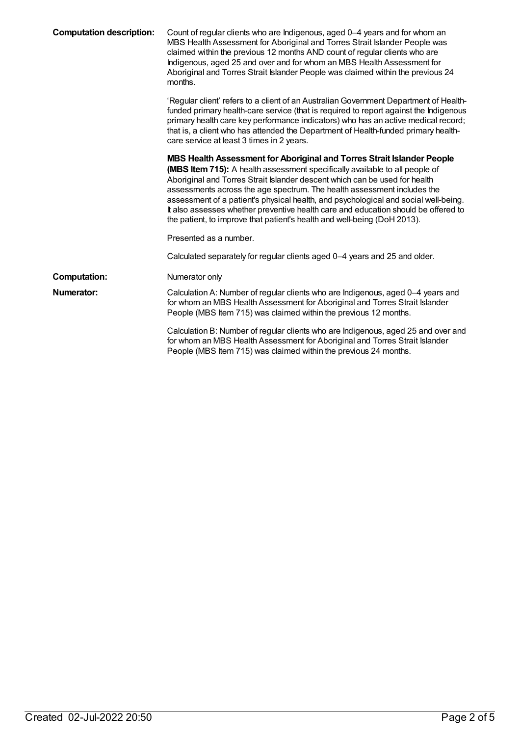**Computation description:** Count of regular clients who are Indigenous, aged 0–4 years and for whom an MBS Health Assessment for Aboriginal and Torres Strait Islander People was claimed within the previous 12 months AND count of regular clients who are Indigenous, aged 25 and over and for whom an MBS Health Assessment for Aboriginal and Torres Strait Islander People was claimed within the previous 24 months.

'Regular client' refers to a client of an Australian Government Department of Health-funded primary health-care service (that is required to report against the Indigenous primary health care key performance indicators) who has an active medical record; that is, a client who has attended the Department of Health-funded primary health-care service at least 3 times in 2 years.

**MBS Health Assessment for Aboriginal and Torres Strait Islander People (MBS Item 715):** A health assessment specifically available to all people of Aboriginal and Torres Strait Islander descent which can be used for health assessments across the age spectrum. The health assessment includes the assessment of a patient's physical health, and psychological and social well-being. It also assesses whether preventive health care and education should be offered to the patient, to improve that patient's health and well-being (DoH 2013).

Presented as a number.

Calculated separately for regular clients aged 0–4 years and 25 and older.

**Computation:** Numerator only

**Numerator:** Calculation A: Number of regular clients who are Indigenous, aged 0–4 years and for whom an MBS Health Assessment for Aboriginal and Torres Strait Islander People (MBS Item 715) was claimed within the previous 12 months.

Calculation B: Number of regular clients who are Indigenous, aged 25 and over and for whom an MBS Health Assessment for Aboriginal and Torres Strait Islander People (MBS Item 715) was claimed within the previous 24 months.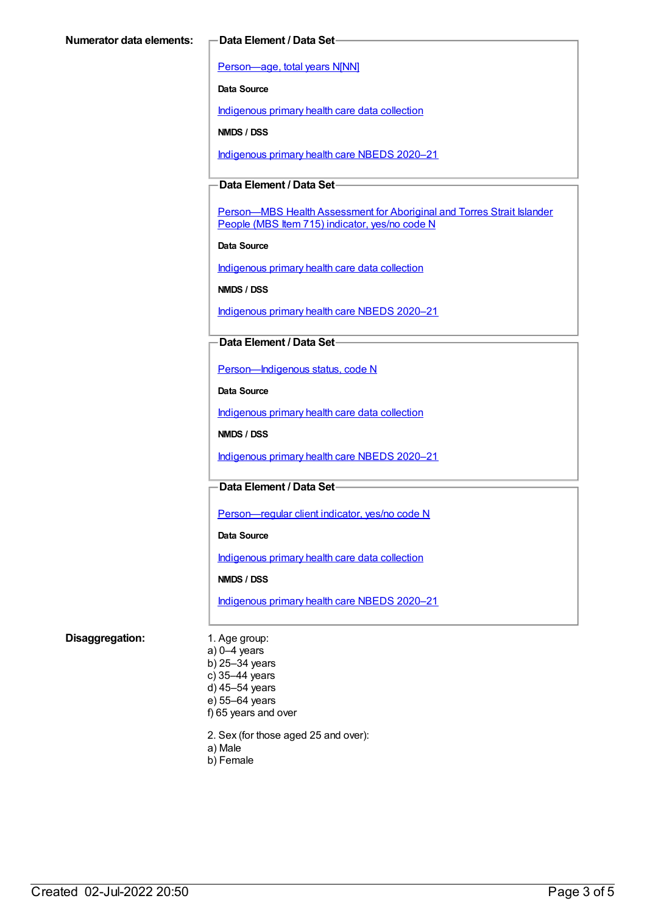**Numerator data elements:**

**Data Element / Data Set**

Person—age, total years N[NN]

**Data Source**

Indigenous primary health care data collection

**NMDS / DSS**

Indigenous primary health care NBEDS 2020–21

**Data Element / Data Set**

Person—MBS Health Assessment for Aboriginal and Torres Strait Islander People (MBS Item 715) indicator, yes/no code N

**Data Source**

Indigenous primary health care data collection

**NMDS / DSS**

Indigenous primary health care NBEDS 2020–21

**Data Element / Data Set**

Person—Indigenous status, code N

**Data Source**

Indigenous primary health care data collection

**NMDS / DSS**

Indigenous primary health care NBEDS 2020–21

**Data Element / Data Set**

Person—regular client indicator, yes/no code N

**Data Source**

Indigenous primary health care data collection

**NMDS / DSS**

Indigenous primary health care NBEDS 2020–21

**Disaggregation:**

1. Age group:
a) 0–4 years
b) 25–34 years
c) 35–44 years
d) 45–54 years
e) 55–64 years
f) 65 years and over

2. Sex (for those aged 25 and over):
a) Male
b) Female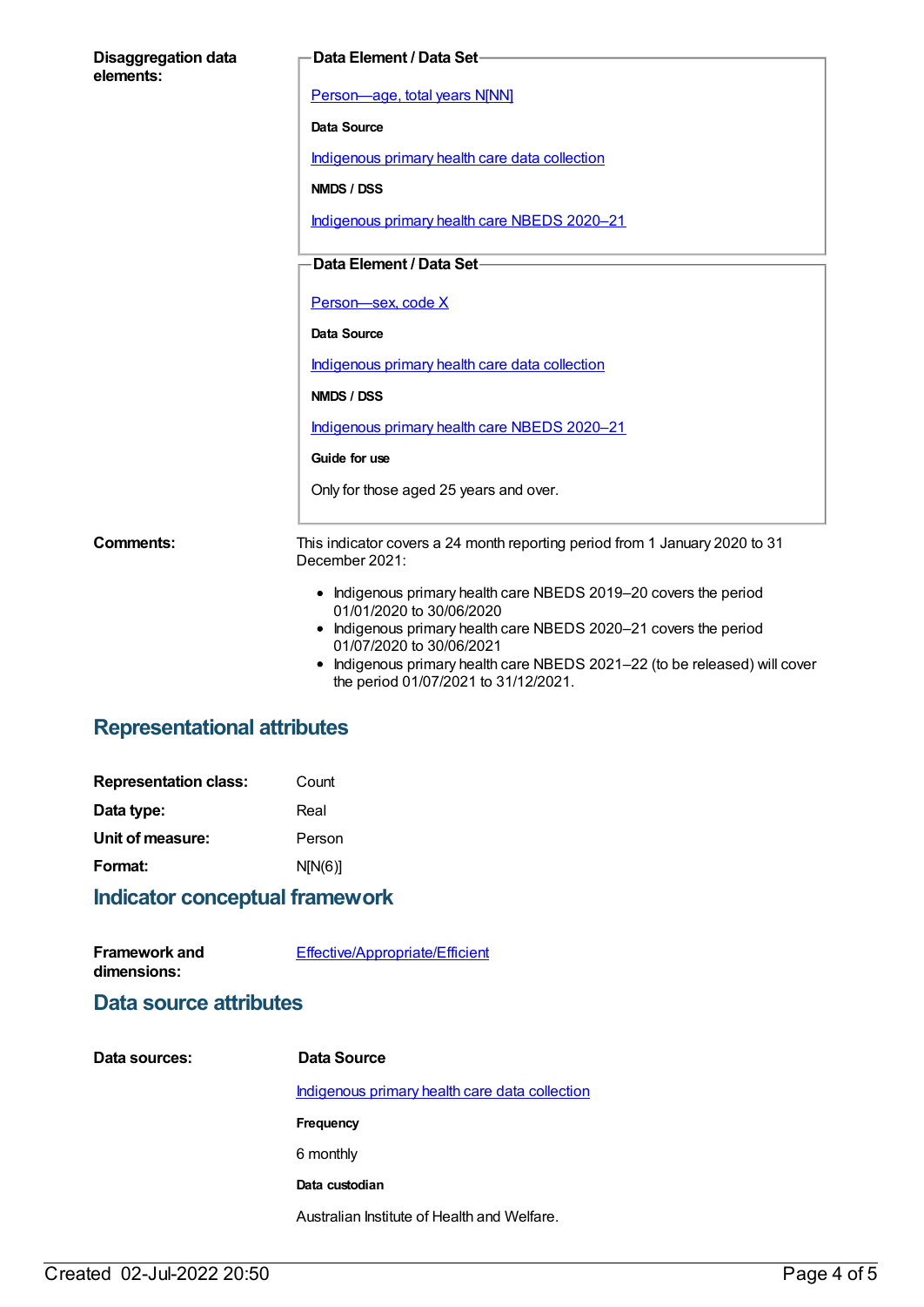**Disaggregation data elements:**

**Data Element / Data Set**

Person—age, total years N[NN]

**Data Source**

Indigenous primary health care data collection

**NMDS / DSS**

Indigenous primary health care NBEDS 2020–21

**Data Element / Data Set**

Person—sex, code X

**Data Source**

Indigenous primary health care data collection

**NMDS / DSS**

Indigenous primary health care NBEDS 2020–21

**Guide for use**

Only for those aged 25 years and over.

**Comments:**

This indicator covers a 24 month reporting period from 1 January 2020 to 31 December 2021:

- Indigenous primary health care NBEDS 2019–20 covers the period 01/01/2020 to 30/06/2020
- Indigenous primary health care NBEDS 2020–21 covers the period 01/07/2020 to 30/06/2021
- Indigenous primary health care NBEDS 2021–22 (to be released) will cover the period 01/07/2021 to 31/12/2021.

## Representational attributes

| | |
|---|---|
| **Representation class:** | Count |
| **Data type:** | Real |
| **Unit of measure:** | Person |
| **Format:** | N[N(6)] |

## Indicator conceptual framework

**Framework and dimensions:** Effective/Appropriate/Efficient

## Data source attributes

**Data sources:**

**Data Source**

Indigenous primary health care data collection

**Frequency**

6 monthly

**Data custodian**

Australian Institute of Health and Welfare.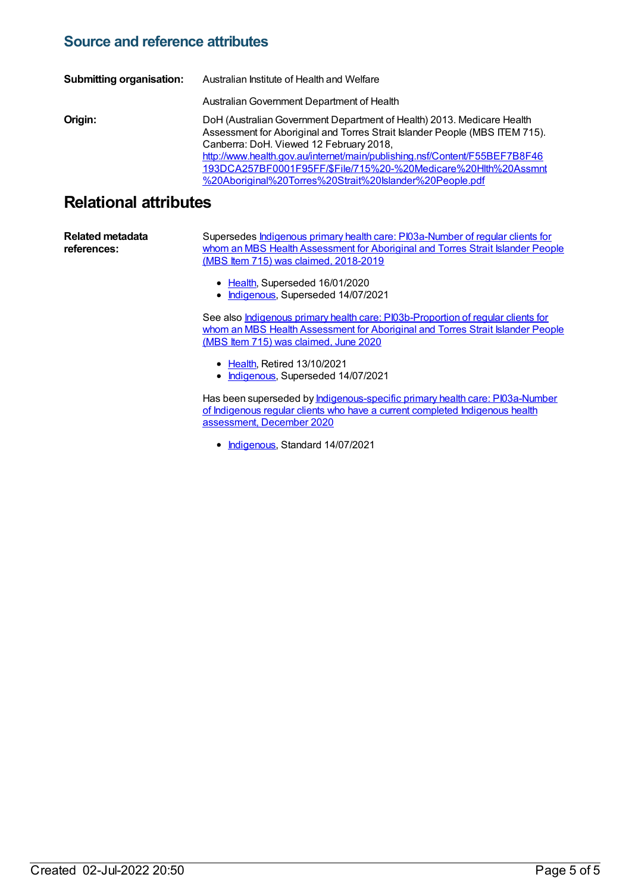## Source and reference attributes

**Submitting organisation:** Australian Institute of Health and Welfare

Australian Government Department of Health

**Origin:** DoH (Australian Government Department of Health) 2013. Medicare Health Assessment for Aboriginal and Torres Strait Islander People (MBS ITEM 715). Canberra: DoH. Viewed 12 February 2018, http://www.health.gov.au/internet/main/publishing.nsf/Content/F55BEF7B8F46193DCA257BF0001F95FF/$File/715%20-%20Medicare%20Hlth%20Assmnt%20Aboriginal%20Torres%20Strait%20Islander%20People.pdf

# Relational attributes

**Related metadata references:**

Supersedes Indigenous primary health care: PI03a-Number of regular clients for whom an MBS Health Assessment for Aboriginal and Torres Strait Islander People (MBS Item 715) was claimed, 2018-2019

- Health, Superseded 16/01/2020
- Indigenous, Superseded 14/07/2021

See also Indigenous primary health care: PI03b-Proportion of regular clients for whom an MBS Health Assessment for Aboriginal and Torres Strait Islander People (MBS Item 715) was claimed, June 2020

- Health, Retired 13/10/2021
- Indigenous, Superseded 14/07/2021

Has been superseded by Indigenous-specific primary health care: PI03a-Number of Indigenous regular clients who have a current completed Indigenous health assessment, December 2020

- Indigenous, Standard 14/07/2021